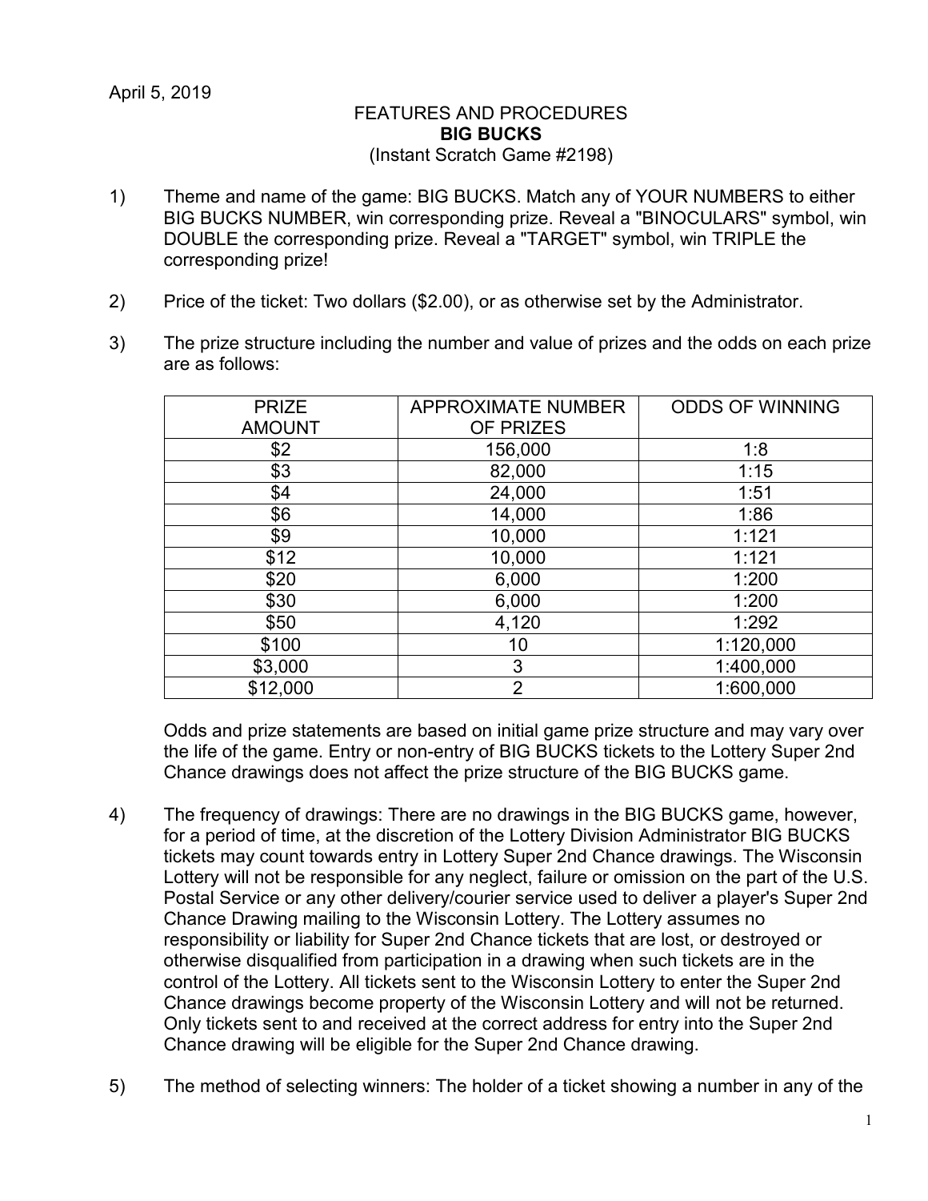April 5, 2019

FEATURES AND PROCEDURES

**BIG BUCKS**

(Instant Scratch Game #2198)

1) Theme and name of the game: BIG BUCKS. Match any of YOUR NUMBERS to either BIG BUCKS NUMBER, win corresponding prize. Reveal a "BINOCULARS" symbol, win DOUBLE the corresponding prize. Reveal a "TARGET" symbol, win TRIPLE the corresponding prize!

2) Price of the ticket: Two dollars ($2.00), or as otherwise set by the Administrator.

3) The prize structure including the number and value of prizes and the odds on each prize are as follows:

| PRIZE AMOUNT | APPROXIMATE NUMBER OF PRIZES | ODDS OF WINNING |
|---|---|---|
| $2 | 156,000 | 1:8 |
| $3 | 82,000 | 1:15 |
| $4 | 24,000 | 1:51 |
| $6 | 14,000 | 1:86 |
| $9 | 10,000 | 1:121 |
| $12 | 10,000 | 1:121 |
| $20 | 6,000 | 1:200 |
| $30 | 6,000 | 1:200 |
| $50 | 4,120 | 1:292 |
| $100 | 10 | 1:120,000 |
| $3,000 | 3 | 1:400,000 |
| $12,000 | 2 | 1:600,000 |

Odds and prize statements are based on initial game prize structure and may vary over the life of the game. Entry or non-entry of BIG BUCKS tickets to the Lottery Super 2nd Chance drawings does not affect the prize structure of the BIG BUCKS game.

4) The frequency of drawings: There are no drawings in the BIG BUCKS game, however, for a period of time, at the discretion of the Lottery Division Administrator BIG BUCKS tickets may count towards entry in Lottery Super 2nd Chance drawings. The Wisconsin Lottery will not be responsible for any neglect, failure or omission on the part of the U.S. Postal Service or any other delivery/courier service used to deliver a player's Super 2nd Chance Drawing mailing to the Wisconsin Lottery. The Lottery assumes no responsibility or liability for Super 2nd Chance tickets that are lost, or destroyed or otherwise disqualified from participation in a drawing when such tickets are in the control of the Lottery. All tickets sent to the Wisconsin Lottery to enter the Super 2nd Chance drawings become property of the Wisconsin Lottery and will not be returned. Only tickets sent to and received at the correct address for entry into the Super 2nd Chance drawing will be eligible for the Super 2nd Chance drawing.

5) The method of selecting winners: The holder of a ticket showing a number in any of the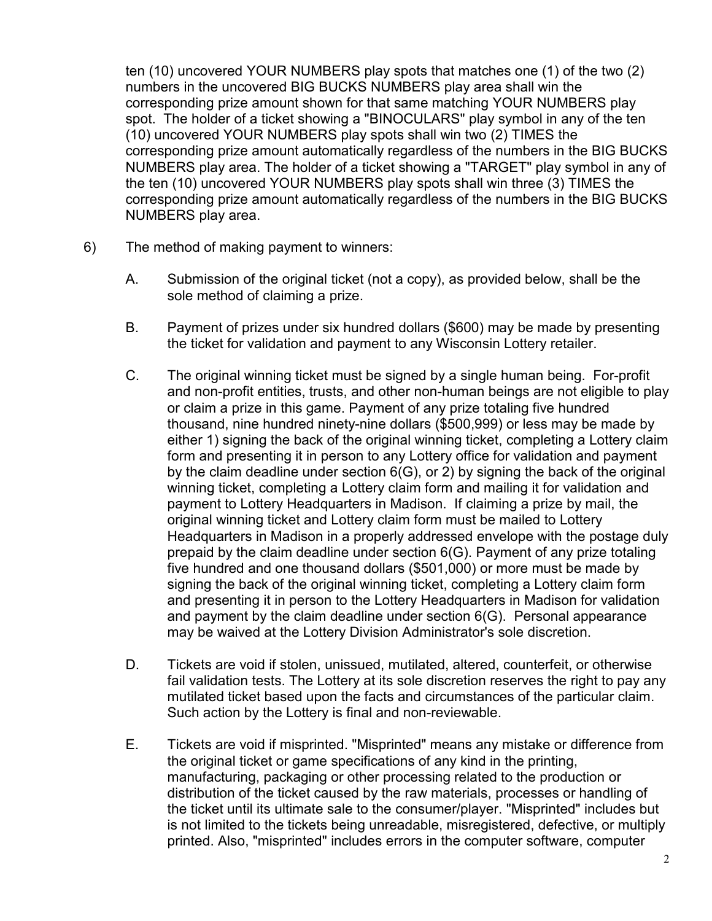ten (10) uncovered YOUR NUMBERS play spots that matches one (1) of the two (2) numbers in the uncovered BIG BUCKS NUMBERS play area shall win the corresponding prize amount shown for that same matching YOUR NUMBERS play spot. The holder of a ticket showing a "BINOCULARS" play symbol in any of the ten (10) uncovered YOUR NUMBERS play spots shall win two (2) TIMES the corresponding prize amount automatically regardless of the numbers in the BIG BUCKS NUMBERS play area. The holder of a ticket showing a "TARGET" play symbol in any of the ten (10) uncovered YOUR NUMBERS play spots shall win three (3) TIMES the corresponding prize amount automatically regardless of the numbers in the BIG BUCKS NUMBERS play area.

6) The method of making payment to winners:

A. Submission of the original ticket (not a copy), as provided below, shall be the sole method of claiming a prize.

B. Payment of prizes under six hundred dollars ($600) may be made by presenting the ticket for validation and payment to any Wisconsin Lottery retailer.

C. The original winning ticket must be signed by a single human being. For-profit and non-profit entities, trusts, and other non-human beings are not eligible to play or claim a prize in this game. Payment of any prize totaling five hundred thousand, nine hundred ninety-nine dollars ($500,999) or less may be made by either 1) signing the back of the original winning ticket, completing a Lottery claim form and presenting it in person to any Lottery office for validation and payment by the claim deadline under section 6(G), or 2) by signing the back of the original winning ticket, completing a Lottery claim form and mailing it for validation and payment to Lottery Headquarters in Madison. If claiming a prize by mail, the original winning ticket and Lottery claim form must be mailed to Lottery Headquarters in Madison in a properly addressed envelope with the postage duly prepaid by the claim deadline under section 6(G). Payment of any prize totaling five hundred and one thousand dollars ($501,000) or more must be made by signing the back of the original winning ticket, completing a Lottery claim form and presenting it in person to the Lottery Headquarters in Madison for validation and payment by the claim deadline under section 6(G). Personal appearance may be waived at the Lottery Division Administrator's sole discretion.

D. Tickets are void if stolen, unissued, mutilated, altered, counterfeit, or otherwise fail validation tests. The Lottery at its sole discretion reserves the right to pay any mutilated ticket based upon the facts and circumstances of the particular claim. Such action by the Lottery is final and non-reviewable.

E. Tickets are void if misprinted. "Misprinted" means any mistake or difference from the original ticket or game specifications of any kind in the printing, manufacturing, packaging or other processing related to the production or distribution of the ticket caused by the raw materials, processes or handling of the ticket until its ultimate sale to the consumer/player. "Misprinted" includes but is not limited to the tickets being unreadable, misregistered, defective, or multiply printed. Also, "misprinted" includes errors in the computer software, computer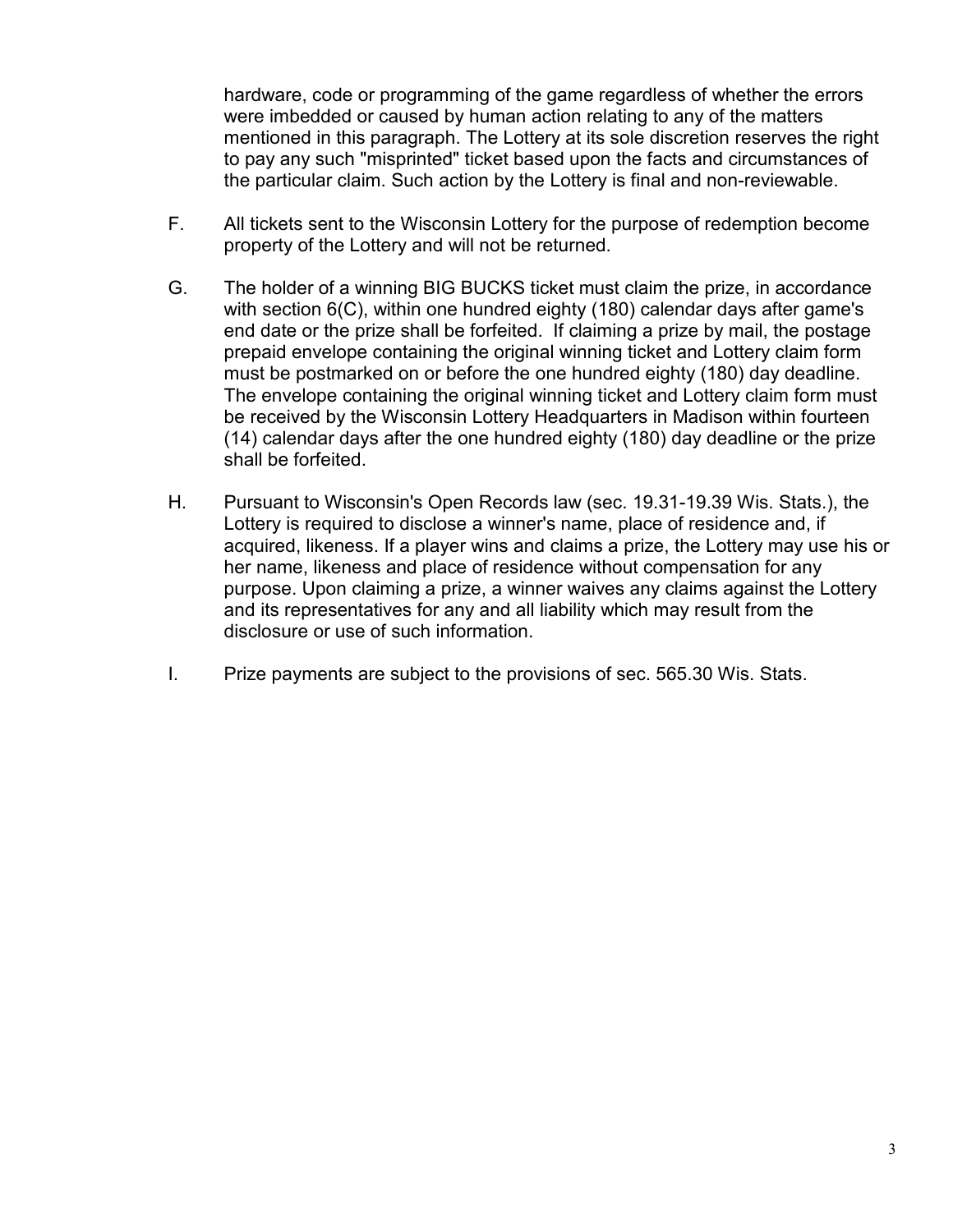hardware, code or programming of the game regardless of whether the errors were imbedded or caused by human action relating to any of the matters mentioned in this paragraph. The Lottery at its sole discretion reserves the right to pay any such "misprinted" ticket based upon the facts and circumstances of the particular claim. Such action by the Lottery is final and non-reviewable.

F. All tickets sent to the Wisconsin Lottery for the purpose of redemption become property of the Lottery and will not be returned.

G. The holder of a winning BIG BUCKS ticket must claim the prize, in accordance with section 6(C), within one hundred eighty (180) calendar days after game's end date or the prize shall be forfeited. If claiming a prize by mail, the postage prepaid envelope containing the original winning ticket and Lottery claim form must be postmarked on or before the one hundred eighty (180) day deadline. The envelope containing the original winning ticket and Lottery claim form must be received by the Wisconsin Lottery Headquarters in Madison within fourteen (14) calendar days after the one hundred eighty (180) day deadline or the prize shall be forfeited.

H. Pursuant to Wisconsin's Open Records law (sec. 19.31-19.39 Wis. Stats.), the Lottery is required to disclose a winner's name, place of residence and, if acquired, likeness. If a player wins and claims a prize, the Lottery may use his or her name, likeness and place of residence without compensation for any purpose. Upon claiming a prize, a winner waives any claims against the Lottery and its representatives for any and all liability which may result from the disclosure or use of such information.

I. Prize payments are subject to the provisions of sec. 565.30 Wis. Stats.